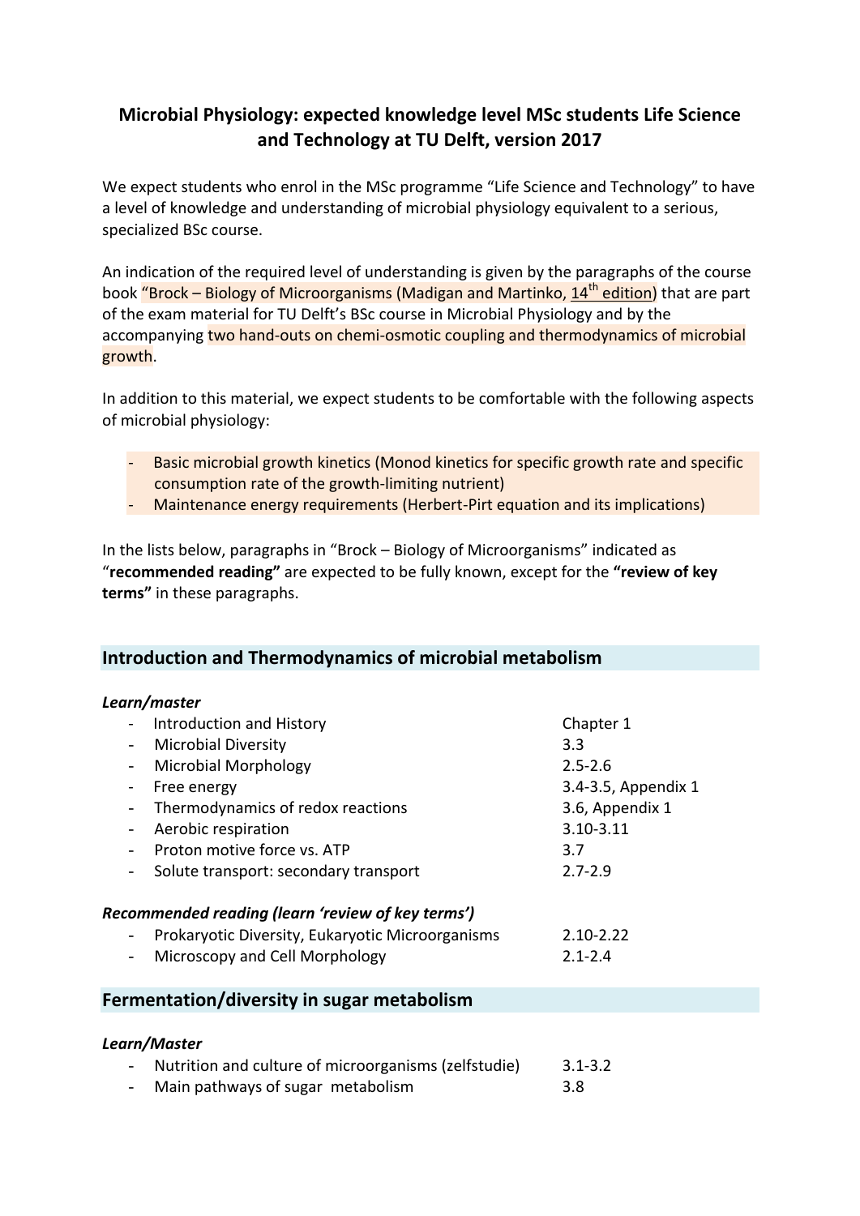# Microbial Physiology: expected knowledge level MSc students Life Science and Technology at TU Delft, version 2017

We expect students who enrol in the MSc programme "Life Science and Technology" to have a level of knowledge and understanding of microbial physiology equivalent to a serious, specialized BSc course.

An indication of the required level of understanding is given by the paragraphs of the course book "Brock – Biology of Microorganisms (Madigan and Martinko, 14th edition) that are part of the exam material for TU Delft's BSc course in Microbial Physiology and by the accompanying two hand-outs on chemi-osmotic coupling and thermodynamics of microbial growth.

In addition to this material, we expect students to be comfortable with the following aspects of microbial physiology:

- Basic microbial growth kinetics (Monod kinetics for specific growth rate and specific consumption rate of the growth-limiting nutrient)
- Maintenance energy requirements (Herbert-Pirt equation and its implications)

In the lists below, paragraphs in "Brock – Biology of Microorganisms" indicated as "**recommended reading**" are expected to be fully known, except for the **"review of key terms"** in these paragraphs.

## Introduction and Thermodynamics of microbial metabolism

***Learn/master***

| | |
|---|---|
| - Introduction and History | Chapter 1 |
| - Microbial Diversity | 3.3 |
| - Microbial Morphology | 2.5-2.6 |
| - Free energy | 3.4-3.5, Appendix 1 |
| - Thermodynamics of redox reactions | 3.6, Appendix 1 |
| - Aerobic respiration | 3.10-3.11 |
| - Proton motive force vs. ATP | 3.7 |
| - Solute transport: secondary transport | 2.7-2.9 |

***Recommended reading (learn 'review of key terms')***

| | |
|---|---|
| - Prokaryotic Diversity, Eukaryotic Microorganisms | 2.10-2.22 |
| - Microscopy and Cell Morphology | 2.1-2.4 |

## Fermentation/diversity in sugar metabolism

***Learn/Master***

| | |
|---|---|
| - Nutrition and culture of microorganisms (zelfstudie) | 3.1-3.2 |
| - Main pathways of sugar metabolism | 3.8 |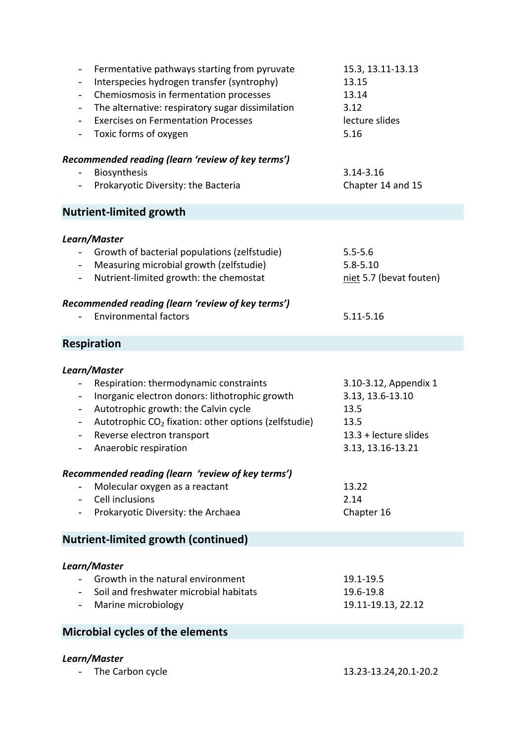| | |
|---|---|
| - Fermentative pathways starting from pyruvate | 15.3, 13.11-13.13 |
| - Interspecies hydrogen transfer (syntrophy) | 13.15 |
| - Chemiosmosis in fermentation processes | 13.14 |
| - The alternative: respiratory sugar dissimilation | 3.12 |
| - Exercises on Fermentation Processes | lecture slides |
| - Toxic forms of oxygen | 5.16 |

***Recommended reading (learn 'review of key terms')***

| | |
|---|---|
| - Biosynthesis | 3.14-3.16 |
| - Prokaryotic Diversity: the Bacteria | Chapter 14 and 15 |

## Nutrient-limited growth

***Learn/Master***

| | |
|---|---|
| - Growth of bacterial populations (zelfstudie) | 5.5-5.6 |
| - Measuring microbial growth (zelfstudie) | 5.8-5.10 |
| - Nutrient-limited growth: the chemostat | <u>niet</u> 5.7 (bevat fouten) |

***Recommended reading (learn 'review of key terms')***

| | |
|---|---|
| - Environmental factors | 5.11-5.16 |

## Respiration

***Learn/Master***

| | |
|---|---|
| - Respiration: thermodynamic constraints | 3.10-3.12, Appendix 1 |
| - Inorganic electron donors: lithotrophic growth | 3.13, 13.6-13.10 |
| - Autotrophic growth: the Calvin cycle | 13.5 |
| - Autotrophic $CO_2$ fixation: other options (zelfstudie) | 13.5 |
| - Reverse electron transport | 13.3 + lecture slides |
| - Anaerobic respiration | 3.13, 13.16-13.21 |

***Recommended reading (learn 'review of key terms')***

| | |
|---|---|
| - Molecular oxygen as a reactant | 13.22 |
| - Cell inclusions | 2.14 |
| - Prokaryotic Diversity: the Archaea | Chapter 16 |

## Nutrient-limited growth (continued)

***Learn/Master***

| | |
|---|---|
| - Growth in the natural environment | 19.1-19.5 |
| - Soil and freshwater microbial habitats | 19.6-19.8 |
| - Marine microbiology | 19.11-19.13, 22.12 |

## Microbial cycles of the elements

***Learn/Master***

| | |
|---|---|
| - The Carbon cycle | 13.23-13.24,20.1-20.2 |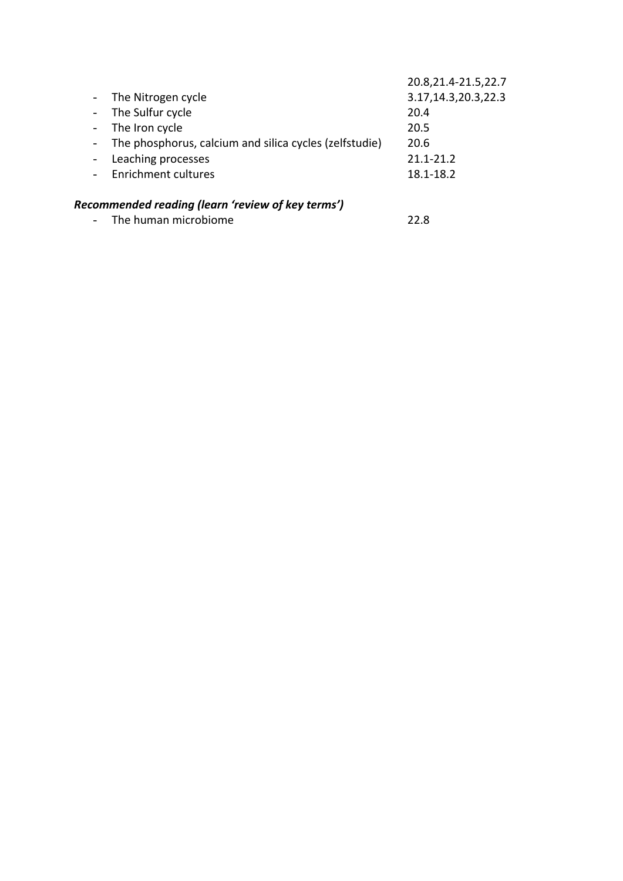| | |
|---|---|
| | 20.8,21.4-21.5,22.7 |
| - The Nitrogen cycle | 3.17,14.3,20.3,22.3 |
| - The Sulfur cycle | 20.4 |
| - The Iron cycle | 20.5 |
| - The phosphorus, calcium and silica cycles (zelfstudie) | 20.6 |
| - Leaching processes | 21.1-21.2 |
| - Enrichment cultures | 18.1-18.2 |

***Recommended reading (learn 'review of key terms')***

| | |
|---|---|
| - The human microbiome | 22.8 |